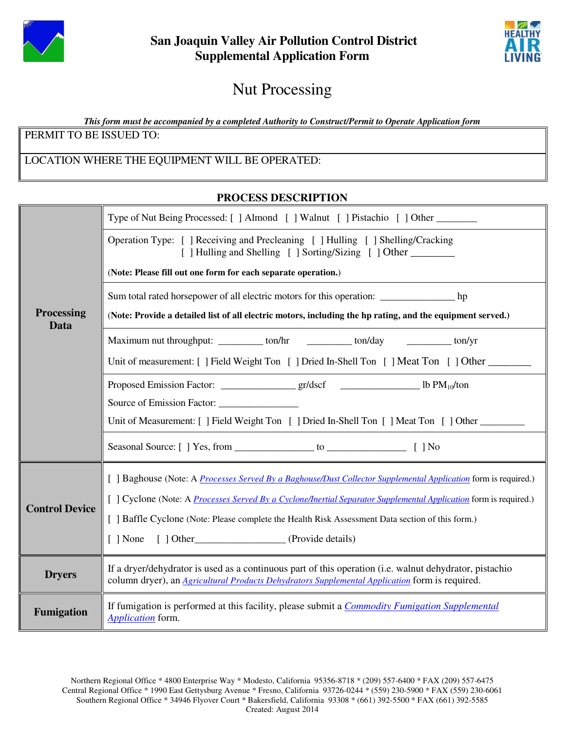# San Joaquin Valley Air Pollution Control District
## Supplemental Application Form

# Nut Processing

***This form must be accompanied by a completed Authority to Construct/Permit to Operate Application form***

| PERMIT TO BE ISSUED TO: |
|---|
| LOCATION WHERE THE EQUIPMENT WILL BE OPERATED: |

### PROCESS DESCRIPTION

| | |
|---|---|
| **Processing Data** | Type of Nut Being Processed: [ ] Almond [ ] Walnut [ ] Pistachio [ ] Other ________ |
| | Operation Type: [ ] Receiving and Precleaning [ ] Hulling [ ] Shelling/Cracking [ ] Hulling and Shelling [ ] Sorting/Sizing [ ] Other ________ (**Note: Please fill out one form for each separate operation.**) |
| | Sum total rated horsepower of all electric motors for this operation: _______________ hp (**Note: Provide a detailed list of all electric motors, including the hp rating, and the equipment served.**) |
| | Maximum nut throughput: _________ ton/hr _________ ton/day _________ ton/yr Unit of measurement: [ ] Field Weight Ton [ ] Dried In-Shell Ton [ ] Meat Ton [ ] Other ________ |
| | Proposed Emission Factor: _______________ gr/dscf ________________ lb $PM_{10}$/ton Source of Emission Factor: ________________ Unit of Measurement: [ ] Field Weight Ton [ ] Dried In-Shell Ton [ ] Meat Ton [ ] Other _________ |
| | Seasonal Source: [ ] Yes, from ________________ to ________________ [ ] No |
| **Control Device** | [ ] Baghouse (Note: A *Processes Served By a Baghouse/Dust Collector Supplemental Application* form is required.) [ ] Cyclone (Note: A *Processes Served By a Cyclone/Inertial Separator Supplemental Application* form is required.) [ ] Baffle Cyclone (Note: Please complete the Health Risk Assessment Data section of this form.) [ ] None [ ] Other__________________ (Provide details) |
| **Dryers** | If a dryer/dehydrator is used as a continuous part of this operation (i.e. walnut dehydrator, pistachio column dryer), an *Agricultural Products Dehydrators Supplemental Application* form is required. |
| **Fumigation** | If fumigation is performed at this facility, please submit a *Commodity Fumigation Supplemental Application* form. |

Northern Regional Office * 4800 Enterprise Way * Modesto, California 95356-8718 * (209) 557-6400 * FAX (209) 557-6475
Central Regional Office * 1990 East Gettysburg Avenue * Fresno, California 93726-0244 * (559) 230-5900 * FAX (559) 230-6061
Southern Regional Office * 34946 Flyover Court * Bakersfield, California 93308 * (661) 392-5500 * FAX (661) 392-5585
Created: August 2014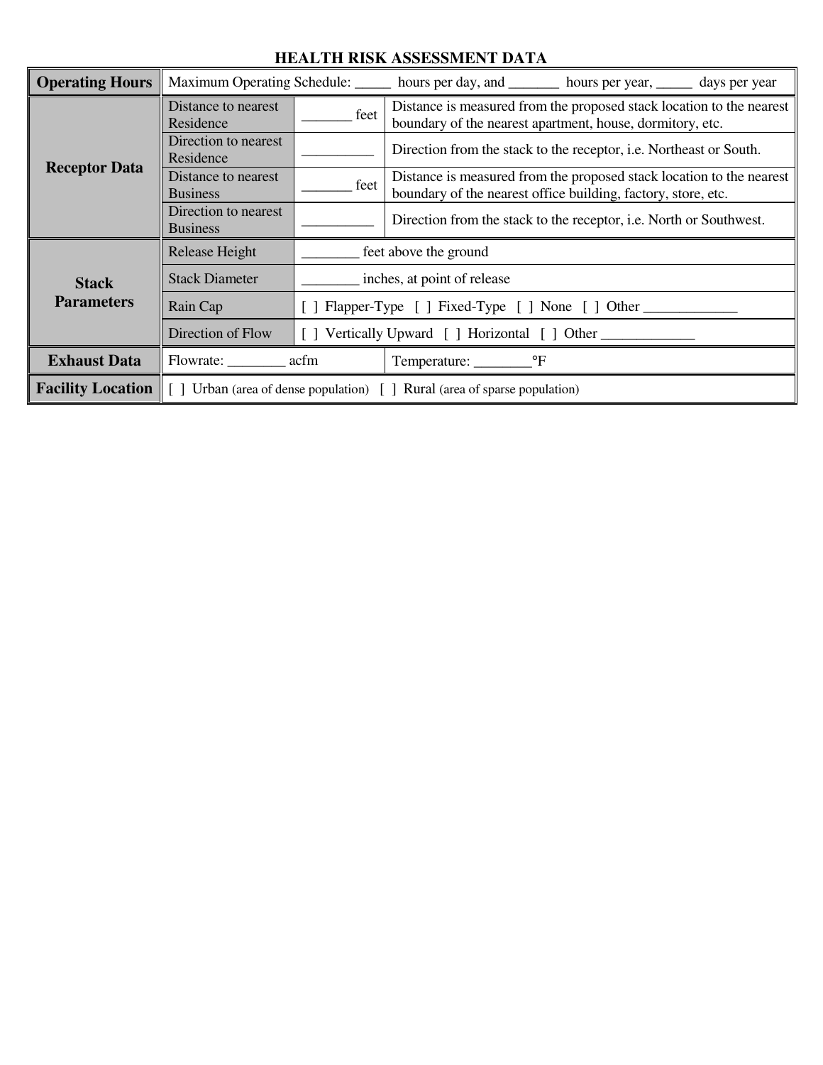## HEALTH RISK ASSESSMENT DATA

| | | | |
|---|---|---|---|
| **Operating Hours** | Maximum Operating Schedule: _____ hours per day, and _______ hours per year, _____ days per year | | |
| **Receptor Data** | Distance to nearest Residence | _______ feet | Distance is measured from the proposed stack location to the nearest boundary of the nearest apartment, house, dormitory, etc. |
| | Direction to nearest Residence | __________ | Direction from the stack to the receptor, i.e. Northeast or South. |
| | Distance to nearest Business | _______ feet | Distance is measured from the proposed stack location to the nearest boundary of the nearest office building, factory, store, etc. |
| | Direction to nearest Business | __________ | Direction from the stack to the receptor, i.e. North or Southwest. |
| **Stack Parameters** | Release Height | ________ feet above the ground | |
| | Stack Diameter | ________ inches, at point of release | |
| | Rain Cap | [ ] Flapper-Type [ ] Fixed-Type [ ] None [ ] Other _____________ | |
| | Direction of Flow | [ ] Vertically Upward [ ] Horizontal [ ] Other _____________ | |
| **Exhaust Data** | Flowrate: ________ acfm | | Temperature: ________°F |
| **Facility Location** | [ ] Urban (area of dense population) [ ] Rural (area of sparse population) | | |